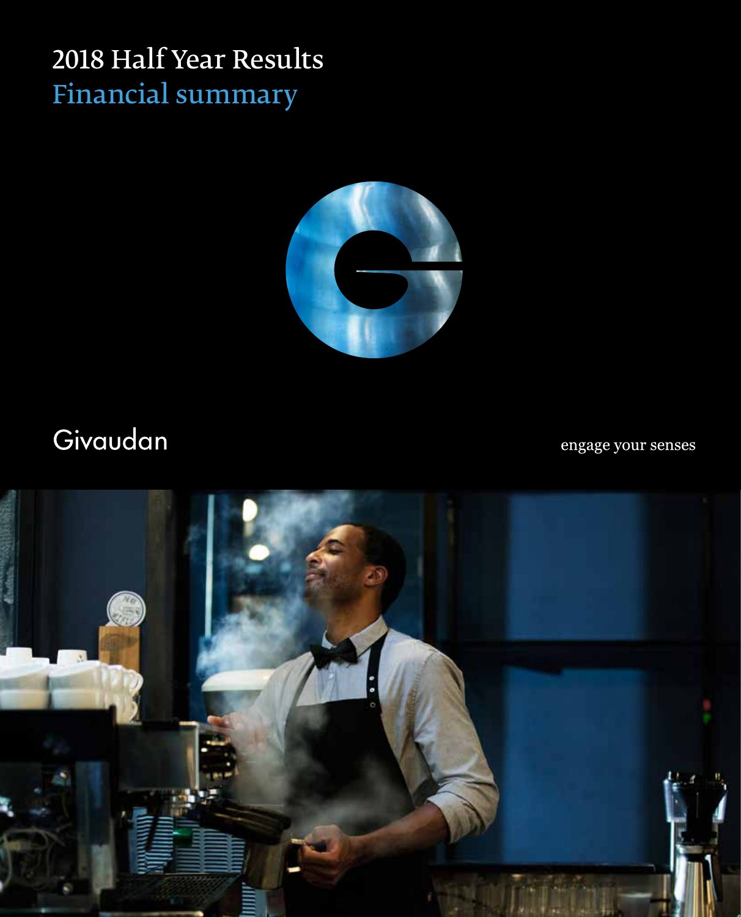# 2018 Half Year Results

## Financial summary

Givaudan

engage your senses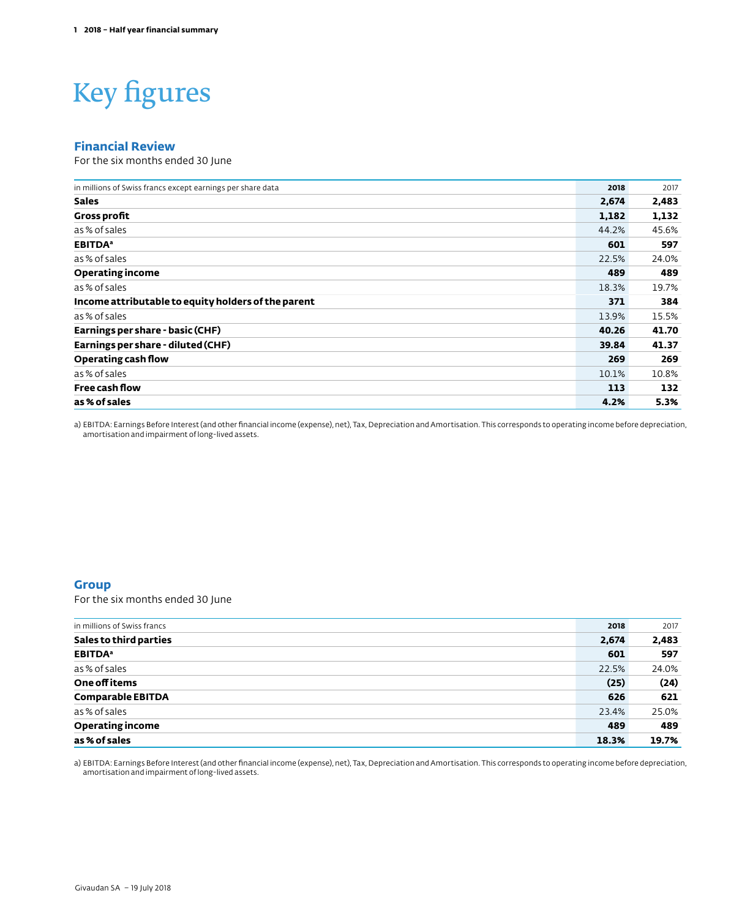# Key figures

## Financial Review

For the six months ended 30 June

| in millions of Swiss francs except earnings per share data | 2018 | 2017 |
|---|---|---|
| **Sales** | **2,674** | **2,483** |
| **Gross profit** | **1,182** | **1,132** |
| as % of sales | 44.2% | 45.6% |
| **EBITDA**[a] | **601** | **597** |
| as % of sales | 22.5% | 24.0% |
| **Operating income** | **489** | **489** |
| as % of sales | 18.3% | 19.7% |
| **Income attributable to equity holders of the parent** | **371** | **384** |
| as % of sales | 13.9% | 15.5% |
| **Earnings per share - basic (CHF)** | **40.26** | **41.70** |
| **Earnings per share - diluted (CHF)** | **39.84** | **41.37** |
| **Operating cash flow** | **269** | **269** |
| as % of sales | 10.1% | 10.8% |
| **Free cash flow** | **113** | **132** |
| **as % of sales** | **4.2%** | **5.3%** |

a) EBITDA: Earnings Before Interest (and other financial income (expense), net), Tax, Depreciation and Amortisation. This corresponds to operating income before depreciation, amortisation and impairment of long-lived assets.

## Group

For the six months ended 30 June

| in millions of Swiss francs | 2018 | 2017 |
|---|---|---|
| **Sales to third parties** | **2,674** | **2,483** |
| **EBITDA**[a] | **601** | **597** |
| as % of sales | 22.5% | 24.0% |
| **One off items** | **(25)** | **(24)** |
| **Comparable EBITDA** | **626** | **621** |
| as % of sales | 23.4% | 25.0% |
| **Operating income** | **489** | **489** |
| **as % of sales** | **18.3%** | **19.7%** |

a) EBITDA: Earnings Before Interest (and other financial income (expense), net), Tax, Depreciation and Amortisation. This corresponds to operating income before depreciation, amortisation and impairment of long-lived assets.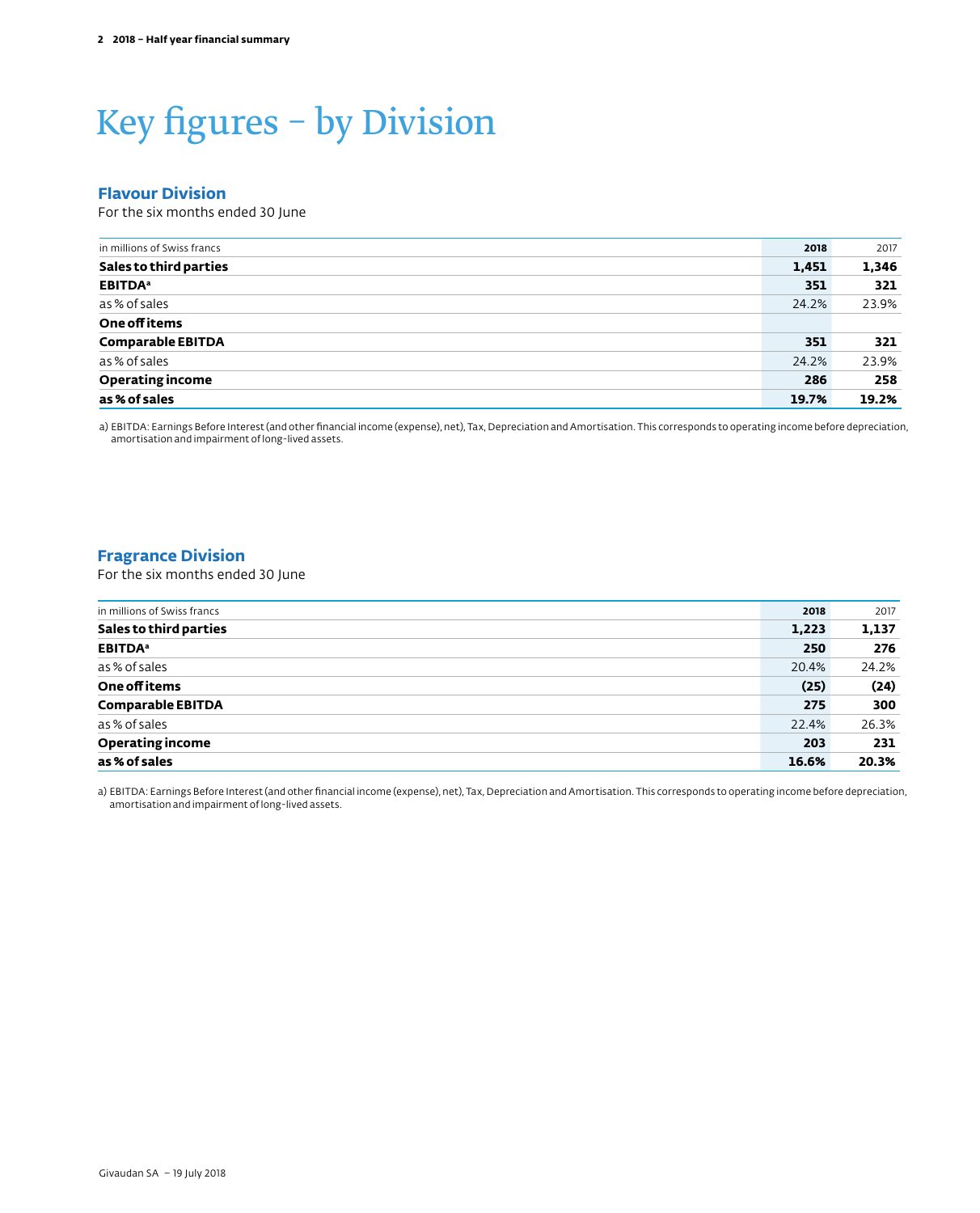# Key figures – by Division

## Flavour Division

For the six months ended 30 June

| in millions of Swiss francs | 2018 | 2017 |
|---|---|---|
| **Sales to third parties** | **1,451** | **1,346** |
| **EBITDA**[a] | **351** | **321** |
| as % of sales | 24.2% | 23.9% |
| **One off items** | | |
| **Comparable EBITDA** | **351** | **321** |
| as % of sales | 24.2% | 23.9% |
| **Operating income** | **286** | **258** |
| **as % of sales** | **19.7%** | **19.2%** |

a) EBITDA: Earnings Before Interest (and other financial income (expense), net), Tax, Depreciation and Amortisation. This corresponds to operating income before depreciation, amortisation and impairment of long-lived assets.

## Fragrance Division

For the six months ended 30 June

| in millions of Swiss francs | 2018 | 2017 |
|---|---|---|
| **Sales to third parties** | **1,223** | **1,137** |
| **EBITDA**[a] | **250** | **276** |
| as % of sales | 20.4% | 24.2% |
| **One off items** | **(25)** | **(24)** |
| **Comparable EBITDA** | **275** | **300** |
| as % of sales | 22.4% | 26.3% |
| **Operating income** | **203** | **231** |
| **as % of sales** | **16.6%** | **20.3%** |

a) EBITDA: Earnings Before Interest (and other financial income (expense), net), Tax, Depreciation and Amortisation. This corresponds to operating income before depreciation, amortisation and impairment of long-lived assets.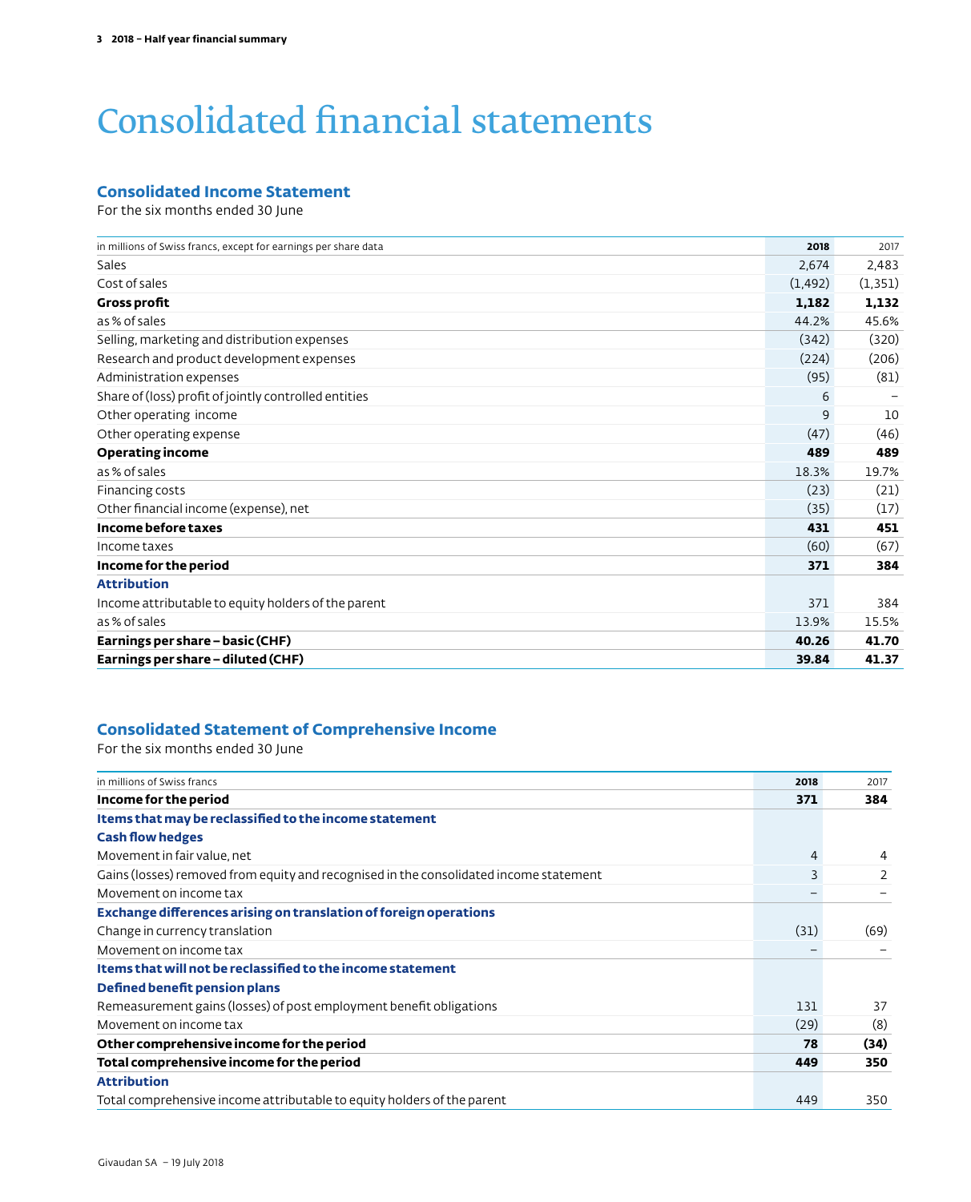# Consolidated financial statements

## Consolidated Income Statement

For the six months ended 30 June

| in millions of Swiss francs, except for earnings per share data | 2018 | 2017 |
|---|---|---|
| Sales | 2,674 | 2,483 |
| Cost of sales | (1,492) | (1,351) |
| **Gross profit** | **1,182** | **1,132** |
| as % of sales | 44.2% | 45.6% |
| Selling, marketing and distribution expenses | (342) | (320) |
| Research and product development expenses | (224) | (206) |
| Administration expenses | (95) | (81) |
| Share of (loss) profit of jointly controlled entities | 6 | – |
| Other operating income | 9 | 10 |
| Other operating expense | (47) | (46) |
| **Operating income** | **489** | **489** |
| as % of sales | 18.3% | 19.7% |
| Financing costs | (23) | (21) |
| Other financial income (expense), net | (35) | (17) |
| **Income before taxes** | **431** | **451** |
| Income taxes | (60) | (67) |
| **Income for the period** | **371** | **384** |
| **Attribution** | | |
| Income attributable to equity holders of the parent | 371 | 384 |
| as % of sales | 13.9% | 15.5% |
| **Earnings per share – basic (CHF)** | **40.26** | **41.70** |
| **Earnings per share – diluted (CHF)** | **39.84** | **41.37** |

## Consolidated Statement of Comprehensive Income

For the six months ended 30 June

| in millions of Swiss francs | 2018 | 2017 |
|---|---|---|
| **Income for the period** | **371** | **384** |
| **Items that may be reclassified to the income statement** | | |
| **Cash flow hedges** | | |
| Movement in fair value, net | 4 | 4 |
| Gains (losses) removed from equity and recognised in the consolidated income statement | 3 | 2 |
| Movement on income tax | – | – |
| **Exchange differences arising on translation of foreign operations** | | |
| Change in currency translation | (31) | (69) |
| Movement on income tax | – | – |
| **Items that will not be reclassified to the income statement** | | |
| **Defined benefit pension plans** | | |
| Remeasurement gains (losses) of post employment benefit obligations | 131 | 37 |
| Movement on income tax | (29) | (8) |
| **Other comprehensive income for the period** | **78** | **(34)** |
| **Total comprehensive income for the period** | **449** | **350** |
| **Attribution** | | |
| Total comprehensive income attributable to equity holders of the parent | 449 | 350 |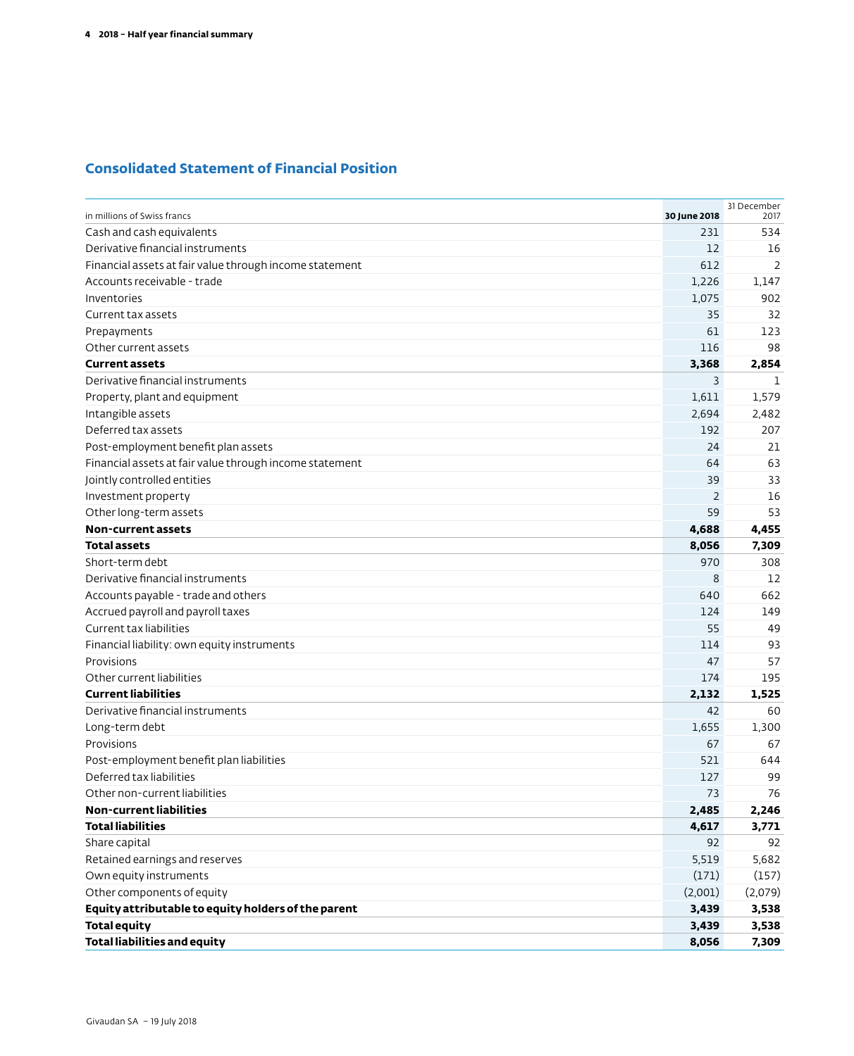## Consolidated Statement of Financial Position

| in millions of Swiss francs | 30 June 2018 | 31 December 2017 |
|---|---|---|
| Cash and cash equivalents | 231 | 534 |
| Derivative financial instruments | 12 | 16 |
| Financial assets at fair value through income statement | 612 | 2 |
| Accounts receivable - trade | 1,226 | 1,147 |
| Inventories | 1,075 | 902 |
| Current tax assets | 35 | 32 |
| Prepayments | 61 | 123 |
| Other current assets | 116 | 98 |
| **Current assets** | **3,368** | **2,854** |
| Derivative financial instruments | 3 | 1 |
| Property, plant and equipment | 1,611 | 1,579 |
| Intangible assets | 2,694 | 2,482 |
| Deferred tax assets | 192 | 207 |
| Post-employment benefit plan assets | 24 | 21 |
| Financial assets at fair value through income statement | 64 | 63 |
| Jointly controlled entities | 39 | 33 |
| Investment property | 2 | 16 |
| Other long-term assets | 59 | 53 |
| **Non-current assets** | **4,688** | **4,455** |
| **Total assets** | **8,056** | **7,309** |
| Short-term debt | 970 | 308 |
| Derivative financial instruments | 8 | 12 |
| Accounts payable - trade and others | 640 | 662 |
| Accrued payroll and payroll taxes | 124 | 149 |
| Current tax liabilities | 55 | 49 |
| Financial liability: own equity instruments | 114 | 93 |
| Provisions | 47 | 57 |
| Other current liabilities | 174 | 195 |
| **Current liabilities** | **2,132** | **1,525** |
| Derivative financial instruments | 42 | 60 |
| Long-term debt | 1,655 | 1,300 |
| Provisions | 67 | 67 |
| Post-employment benefit plan liabilities | 521 | 644 |
| Deferred tax liabilities | 127 | 99 |
| Other non-current liabilities | 73 | 76 |
| **Non-current liabilities** | **2,485** | **2,246** |
| **Total liabilities** | **4,617** | **3,771** |
| Share capital | 92 | 92 |
| Retained earnings and reserves | 5,519 | 5,682 |
| Own equity instruments | (171) | (157) |
| Other components of equity | (2,001) | (2,079) |
| **Equity attributable to equity holders of the parent** | **3,439** | **3,538** |
| **Total equity** | **3,439** | **3,538** |
| **Total liabilities and equity** | **8,056** | **7,309** |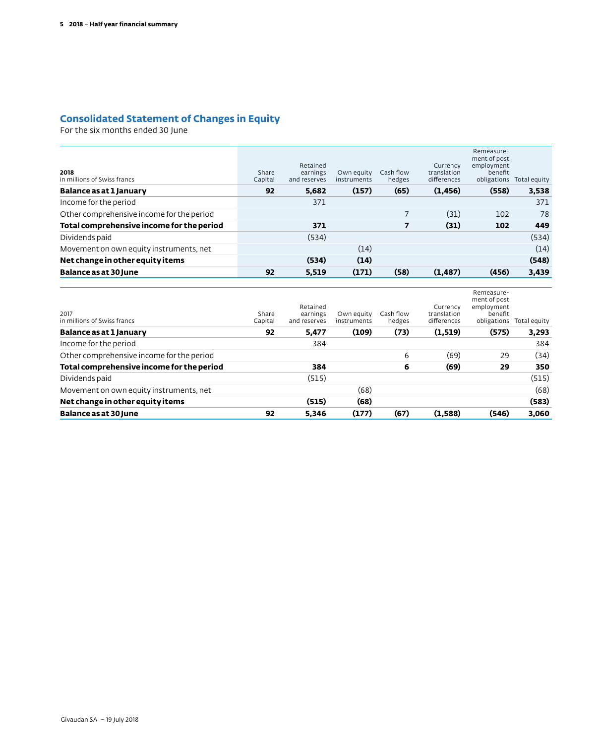## Consolidated Statement of Changes in Equity

For the six months ended 30 June

| **2018**<br>in millions of Swiss francs | Share Capital | Retained earnings and reserves | Own equity instruments | Cash flow hedges | Currency translation differences | Remeasure-ment of post employment benefit obligations | Total equity |
|---|---|---|---|---|---|---|---|
| **Balance as at 1 January** | **92** | **5,682** | **(157)** | **(65)** | **(1,456)** | **(558)** | **3,538** |
| Income for the period | | 371 | | | | | 371 |
| Other comprehensive income for the period | | | | 7 | (31) | 102 | 78 |
| **Total comprehensive income for the period** | | **371** | | **7** | **(31)** | **102** | **449** |
| Dividends paid | | (534) | | | | | (534) |
| Movement on own equity instruments, net | | | (14) | | | | (14) |
| **Net change in other equity items** | | **(534)** | **(14)** | | | | **(548)** |
| **Balance as at 30 June** | **92** | **5,519** | **(171)** | **(58)** | **(1,487)** | **(456)** | **3,439** |

| 2017<br>in millions of Swiss francs | Share Capital | Retained earnings and reserves | Own equity instruments | Cash flow hedges | Currency translation differences | Remeasure-ment of post employment benefit obligations | Total equity |
|---|---|---|---|---|---|---|---|
| **Balance as at 1 January** | **92** | **5,477** | **(109)** | **(73)** | **(1,519)** | **(575)** | **3,293** |
| Income for the period | | 384 | | | | | 384 |
| Other comprehensive income for the period | | | | 6 | (69) | 29 | (34) |
| **Total comprehensive income for the period** | | **384** | | **6** | **(69)** | **29** | **350** |
| Dividends paid | | (515) | | | | | (515) |
| Movement on own equity instruments, net | | | (68) | | | | (68) |
| **Net change in other equity items** | | **(515)** | **(68)** | | | | **(583)** |
| **Balance as at 30 June** | **92** | **5,346** | **(177)** | **(67)** | **(1,588)** | **(546)** | **3,060** |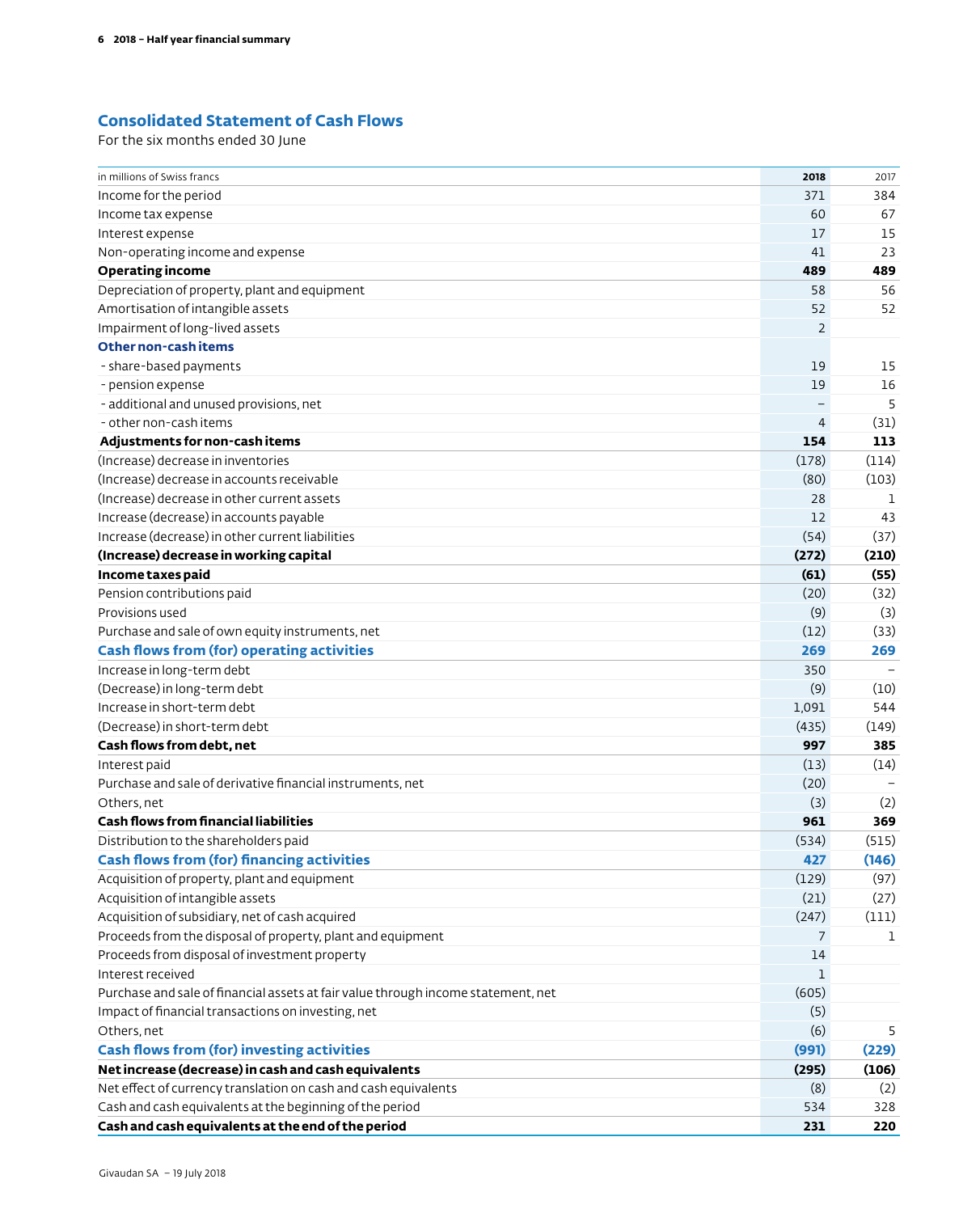## Consolidated Statement of Cash Flows

For the six months ended 30 June

| in millions of Swiss francs | 2018 | 2017 |
|---|---|---|
| Income for the period | 371 | 384 |
| Income tax expense | 60 | 67 |
| Interest expense | 17 | 15 |
| Non-operating income and expense | 41 | 23 |
| **Operating income** | **489** | **489** |
| Depreciation of property, plant and equipment | 58 | 56 |
| Amortisation of intangible assets | 52 | 52 |
| Impairment of long-lived assets | 2 | |
| **Other non-cash items** | | |
| - share-based payments | 19 | 15 |
| - pension expense | 19 | 16 |
| - additional and unused provisions, net | – | 5 |
| - other non-cash items | 4 | (31) |
| **Adjustments for non-cash items** | **154** | **113** |
| (Increase) decrease in inventories | (178) | (114) |
| (Increase) decrease in accounts receivable | (80) | (103) |
| (Increase) decrease in other current assets | 28 | 1 |
| Increase (decrease) in accounts payable | 12 | 43 |
| Increase (decrease) in other current liabilities | (54) | (37) |
| **(Increase) decrease in working capital** | **(272)** | **(210)** |
| **Income taxes paid** | **(61)** | **(55)** |
| Pension contributions paid | (20) | (32) |
| Provisions used | (9) | (3) |
| Purchase and sale of own equity instruments, net | (12) | (33) |
| **Cash flows from (for) operating activities** | **269** | **269** |
| Increase in long-term debt | 350 | – |
| (Decrease) in long-term debt | (9) | (10) |
| Increase in short-term debt | 1,091 | 544 |
| (Decrease) in short-term debt | (435) | (149) |
| **Cash flows from debt, net** | **997** | **385** |
| Interest paid | (13) | (14) |
| Purchase and sale of derivative financial instruments, net | (20) | – |
| Others, net | (3) | (2) |
| **Cash flows from financial liabilities** | **961** | **369** |
| Distribution to the shareholders paid | (534) | (515) |
| **Cash flows from (for) financing activities** | **427** | **(146)** |
| Acquisition of property, plant and equipment | (129) | (97) |
| Acquisition of intangible assets | (21) | (27) |
| Acquisition of subsidiary, net of cash acquired | (247) | (111) |
| Proceeds from the disposal of property, plant and equipment | 7 | 1 |
| Proceeds from disposal of investment property | 14 | |
| Interest received | 1 | |
| Purchase and sale of financial assets at fair value through income statement, net | (605) | |
| Impact of financial transactions on investing, net | (5) | |
| Others, net | (6) | 5 |
| **Cash flows from (for) investing activities** | **(991)** | **(229)** |
| **Net increase (decrease) in cash and cash equivalents** | **(295)** | **(106)** |
| Net effect of currency translation on cash and cash equivalents | (8) | (2) |
| Cash and cash equivalents at the beginning of the period | 534 | 328 |
| **Cash and cash equivalents at the end of the period** | **231** | **220** |